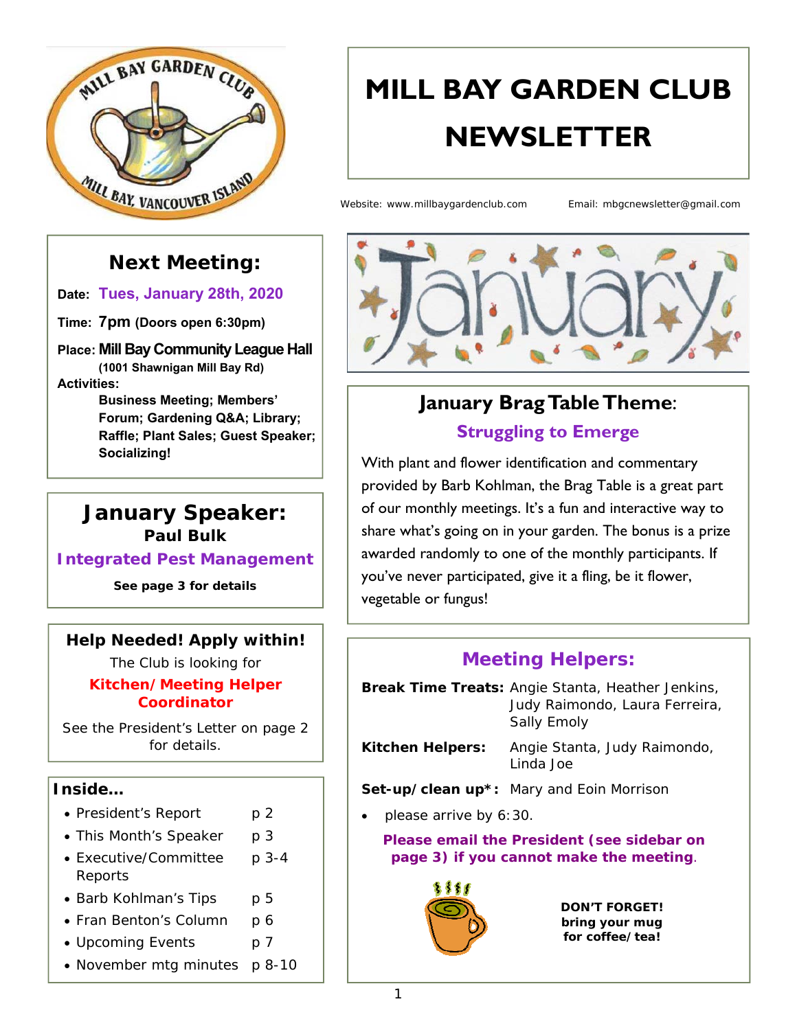# MILL BAY GARDEN CLUB NEWSLETTER

Website: www.millbaygardenclub.com Email: mbgcnewsletter@gmail.com

## Next Meeting:

**Date:** Tues, January 28th, 2020

**Time:** 7pm (Doors open 6:30pm)

**Place:** Mill Bay Community League Hall (1001 Shawnigan Mill Bay Rd)

**Activities:**

Business Meeting; Members' Forum; Gardening Q&A; Library; Raffle; Plant Sales; Guest Speaker; Socializing!

## January Speaker:

**Paul Bulk**

**Integrated Pest Management**

See page 3 for details

## Help Needed! Apply within!

The Club is looking for

**Kitchen/Meeting Helper Coordinator**

See the President's Letter on page 2 for details.

## Inside...

- President's Report p 2
- This Month's Speaker p 3
- Executive/Committee Reports p 3-4
- Barb Kohlman's Tips p 5
- Fran Benton's Column p 6
- Upcoming Events p 7
- November mtg minutes p 8-10

January

## January Brag Table Theme:

**Struggling to Emerge**

With plant and flower identification and commentary provided by Barb Kohlman, the Brag Table is a great part of our monthly meetings. It's a fun and interactive way to share what's going on in your garden. The bonus is a prize awarded randomly to one of the monthly participants. If you've never participated, give it a fling, be it flower, vegetable or fungus!

## Meeting Helpers:

**Break Time Treats:** Angie Stanta, Heather Jenkins, Judy Raimondo, Laura Ferreira, Sally Emoly

**Kitchen Helpers:** Angie Stanta, Judy Raimondo, Linda Joe

**Set-up/clean up*:** Mary and Eoin Morrison

- please arrive by 6:30.

**Please email the President (see sidebar on page 3) if you cannot make the meeting.**

**DON'T FORGET! bring your mug for coffee/tea!**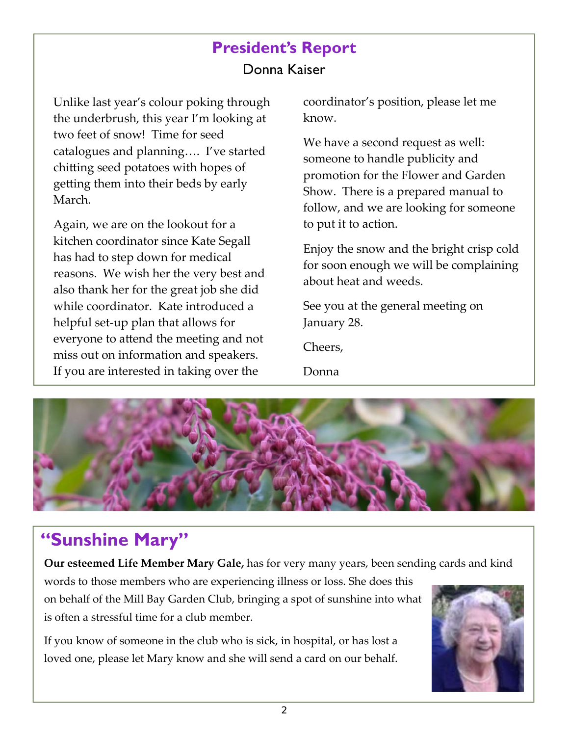## President's Report

Donna Kaiser

Unlike last year's colour poking through the underbrush, this year I'm looking at two feet of snow! Time for seed catalogues and planning…. I've started chitting seed potatoes with hopes of getting them into their beds by early March.

Again, we are on the lookout for a kitchen coordinator since Kate Segall has had to step down for medical reasons. We wish her the very best and also thank her for the great job she did while coordinator. Kate introduced a helpful set-up plan that allows for everyone to attend the meeting and not miss out on information and speakers. If you are interested in taking over the coordinator's position, please let me know.

We have a second request as well: someone to handle publicity and promotion for the Flower and Garden Show. There is a prepared manual to follow, and we are looking for someone to put it to action.

Enjoy the snow and the bright crisp cold for soon enough we will be complaining about heat and weeds.

See you at the general meeting on January 28.

Cheers,

Donna

## "Sunshine Mary"

**Our esteemed Life Member Mary Gale,** has for very many years, been sending cards and kind words to those members who are experiencing illness or loss. She does this on behalf of the Mill Bay Garden Club, bringing a spot of sunshine into what is often a stressful time for a club member.

If you know of someone in the club who is sick, in hospital, or has lost a loved one, please let Mary know and she will send a card on our behalf.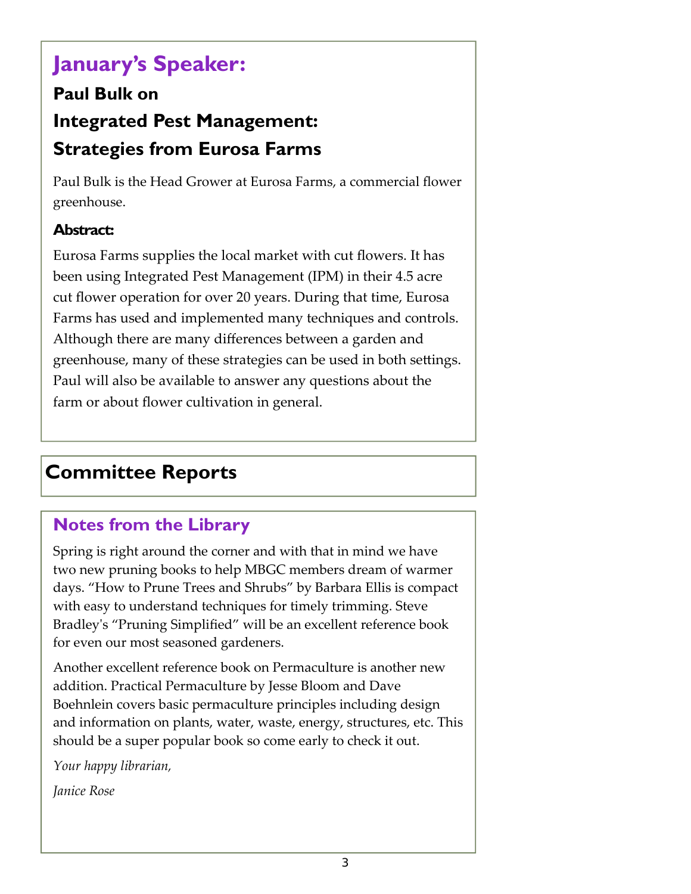## January's Speaker:

### Paul Bulk on

### Integrated Pest Management: Strategies from Eurosa Farms

Paul Bulk is the Head Grower at Eurosa Farms, a commercial flower greenhouse.

**Abstract:**

Eurosa Farms supplies the local market with cut flowers. It has been using Integrated Pest Management (IPM) in their 4.5 acre cut flower operation for over 20 years. During that time, Eurosa Farms has used and implemented many techniques and controls. Although there are many differences between a garden and greenhouse, many of these strategies can be used in both settings. Paul will also be available to answer any questions about the farm or about flower cultivation in general.

## Committee Reports

### Notes from the Library

Spring is right around the corner and with that in mind we have two new pruning books to help MBGC members dream of warmer days. "How to Prune Trees and Shrubs" by Barbara Ellis is compact with easy to understand techniques for timely trimming. Steve Bradley's "Pruning Simplified" will be an excellent reference book for even our most seasoned gardeners.

Another excellent reference book on Permaculture is another new addition. Practical Permaculture by Jesse Bloom and Dave Boehnlein covers basic permaculture principles including design and information on plants, water, waste, energy, structures, etc. This should be a super popular book so come early to check it out.

*Your happy librarian,*

*Janice Rose*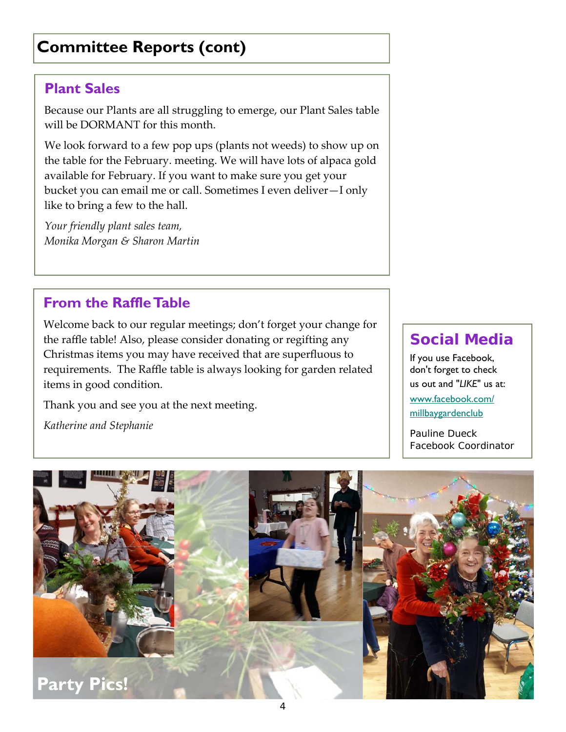# Committee Reports (cont)

## Plant Sales

Because our Plants are all struggling to emerge, our Plant Sales table will be DORMANT for this month.

We look forward to a few pop ups (plants not weeds) to show up on the table for the February. meeting. We will have lots of alpaca gold available for February. If you want to make sure you get your bucket you can email me or call. Sometimes I even deliver—I only like to bring a few to the hall.

*Your friendly plant sales team,*
*Monika Morgan & Sharon Martin*

## From the Raffle Table

Welcome back to our regular meetings; don't forget your change for the raffle table! Also, please consider donating or regifting any Christmas items you may have received that are superfluous to requirements. The Raffle table is always looking for garden related items in good condition.

Thank you and see you at the next meeting.

*Katherine and Stephanie*

## Social Media

If you use Facebook, don't forget to check us out and "*LIKE*" us at:

www.facebook.com/millbaygardenclub

Pauline Dueck
Facebook Coordinator

**Party Pics!**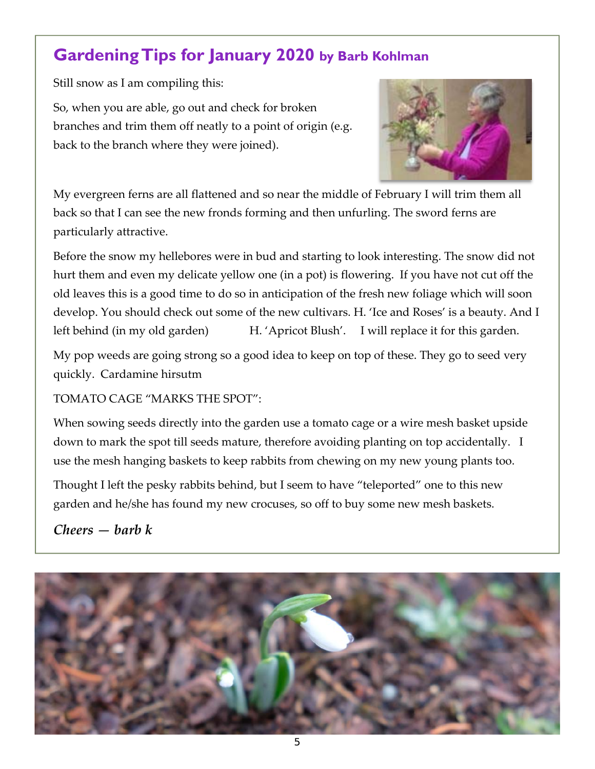## Gardening Tips for January 2020 by Barb Kohlman

Still snow as I am compiling this:

So, when you are able, go out and check for broken branches and trim them off neatly to a point of origin (e.g. back to the branch where they were joined).

My evergreen ferns are all flattened and so near the middle of February I will trim them all back so that I can see the new fronds forming and then unfurling. The sword ferns are particularly attractive.

Before the snow my hellebores were in bud and starting to look interesting. The snow did not hurt them and even my delicate yellow one (in a pot) is flowering. If you have not cut off the old leaves this is a good time to do so in anticipation of the fresh new foliage which will soon develop. You should check out some of the new cultivars. H. 'Ice and Roses' is a beauty. And I left behind (in my old garden) H. 'Apricot Blush'. I will replace it for this garden.

My pop weeds are going strong so a good idea to keep on top of these. They go to seed very quickly. Cardamine hirsutm

TOMATO CAGE "MARKS THE SPOT":

When sowing seeds directly into the garden use a tomato cage or a wire mesh basket upside down to mark the spot till seeds mature, therefore avoiding planting on top accidentally. I use the mesh hanging baskets to keep rabbits from chewing on my new young plants too.

Thought I left the pesky rabbits behind, but I seem to have "teleported" one to this new garden and he/she has found my new crocuses, so off to buy some new mesh baskets.

***Cheers — barb k***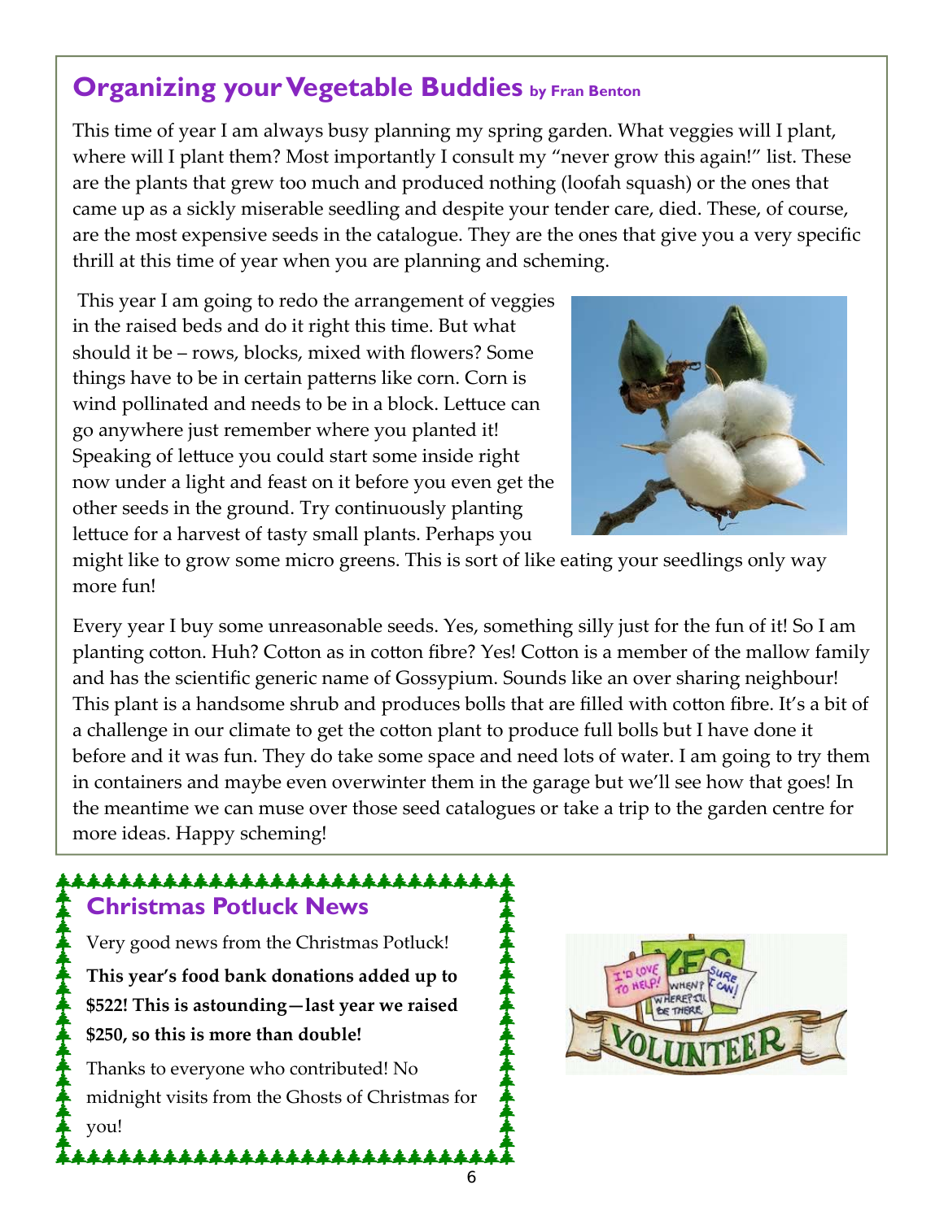## Organizing your Vegetable Buddies **by Fran Benton**

This time of year I am always busy planning my spring garden. What veggies will I plant, where will I plant them? Most importantly I consult my "never grow this again!" list. These are the plants that grew too much and produced nothing (loofah squash) or the ones that came up as a sickly miserable seedling and despite your tender care, died. These, of course, are the most expensive seeds in the catalogue. They are the ones that give you a very specific thrill at this time of year when you are planning and scheming.

This year I am going to redo the arrangement of veggies in the raised beds and do it right this time. But what should it be – rows, blocks, mixed with flowers? Some things have to be in certain patterns like corn. Corn is wind pollinated and needs to be in a block. Lettuce can go anywhere just remember where you planted it! Speaking of lettuce you could start some inside right now under a light and feast on it before you even get the other seeds in the ground. Try continuously planting lettuce for a harvest of tasty small plants. Perhaps you might like to grow some micro greens. This is sort of like eating your seedlings only way more fun!

Every year I buy some unreasonable seeds. Yes, something silly just for the fun of it! So I am planting cotton. Huh? Cotton as in cotton fibre? Yes! Cotton is a member of the mallow family and has the scientific generic name of Gossypium. Sounds like an over sharing neighbour! This plant is a handsome shrub and produces bolls that are filled with cotton fibre. It's a bit of a challenge in our climate to get the cotton plant to produce full bolls but I have done it before and it was fun. They do take some space and need lots of water. I am going to try them in containers and maybe even overwinter them in the garage but we'll see how that goes! In the meantime we can muse over those seed catalogues or take a trip to the garden centre for more ideas. Happy scheming!

## Christmas Potluck News

Very good news from the Christmas Potluck!

**This year's food bank donations added up to $522! This is astounding—last year we raised $250, so this is more than double!**

Thanks to everyone who contributed! No midnight visits from the Ghosts of Christmas for you!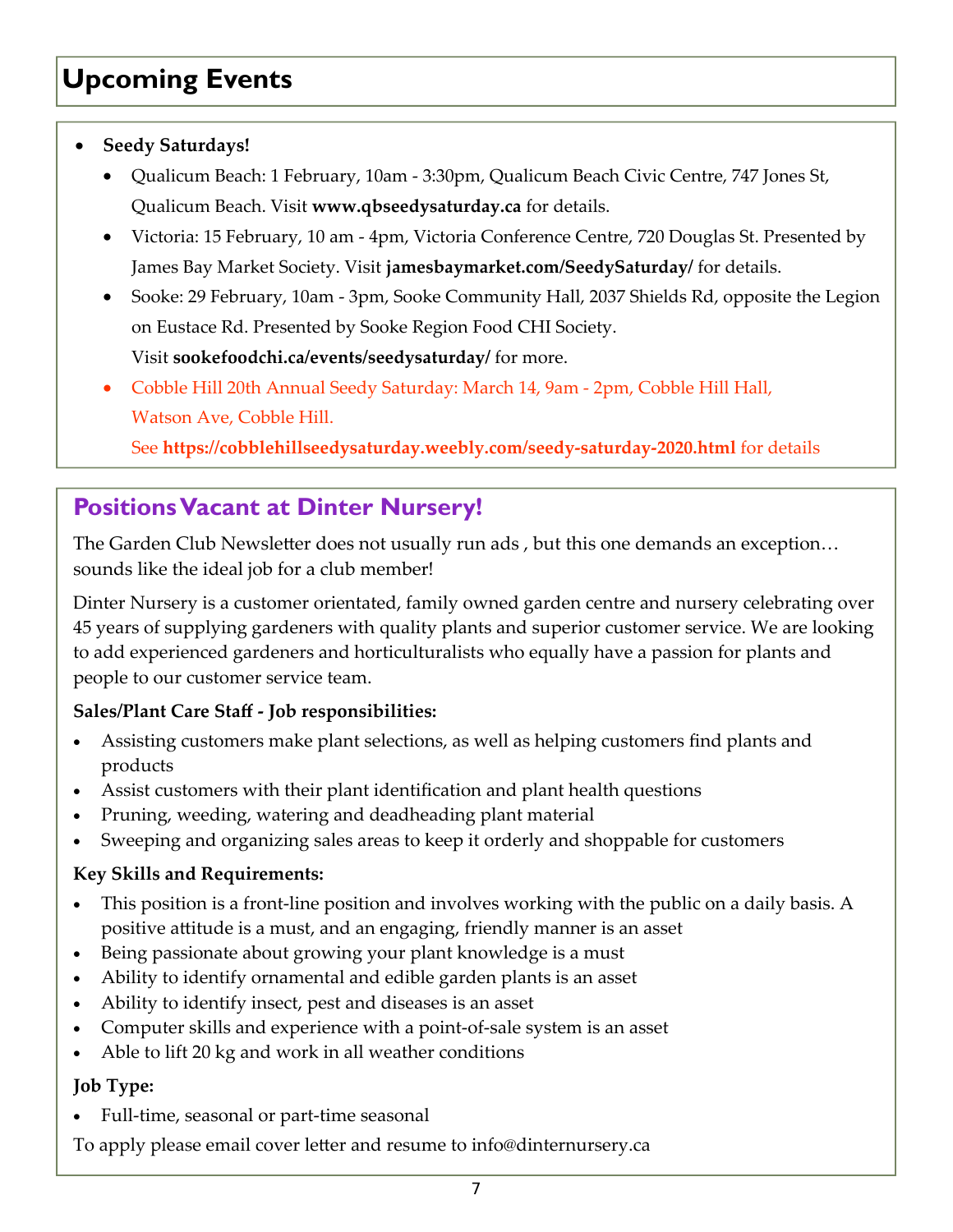# Upcoming Events

- **Seedy Saturdays!**
  - Qualicum Beach: 1 February, 10am - 3:30pm, Qualicum Beach Civic Centre, 747 Jones St, Qualicum Beach. Visit **www.qbseedysaturday.ca** for details.
  - Victoria: 15 February, 10 am - 4pm, Victoria Conference Centre, 720 Douglas St. Presented by James Bay Market Society. Visit **jamesbaymarket.com/SeedySaturday/** for details.
  - Sooke: 29 February, 10am - 3pm, Sooke Community Hall, 2037 Shields Rd, opposite the Legion on Eustace Rd. Presented by Sooke Region Food CHI Society. Visit **sookefoodchi.ca/events/seedysaturday/** for more.
  - Cobble Hill 20th Annual Seedy Saturday: March 14, 9am - 2pm, Cobble Hill Hall, Watson Ave, Cobble Hill. See **https://cobblehillseedysaturday.weebly.com/seedy-saturday-2020.html** for details

## Positions Vacant at Dinter Nursery!

The Garden Club Newsletter does not usually run ads , but this one demands an exception… sounds like the ideal job for a club member!

Dinter Nursery is a customer orientated, family owned garden centre and nursery celebrating over 45 years of supplying gardeners with quality plants and superior customer service. We are looking to add experienced gardeners and horticulturalists who equally have a passion for plants and people to our customer service team.

**Sales/Plant Care Staff - Job responsibilities:**

- Assisting customers make plant selections, as well as helping customers find plants and products
- Assist customers with their plant identification and plant health questions
- Pruning, weeding, watering and deadheading plant material
- Sweeping and organizing sales areas to keep it orderly and shoppable for customers

**Key Skills and Requirements:**

- This position is a front-line position and involves working with the public on a daily basis. A positive attitude is a must, and an engaging, friendly manner is an asset
- Being passionate about growing your plant knowledge is a must
- Ability to identify ornamental and edible garden plants is an asset
- Ability to identify insect, pest and diseases is an asset
- Computer skills and experience with a point-of-sale system is an asset
- Able to lift 20 kg and work in all weather conditions

**Job Type:**

- Full-time, seasonal or part-time seasonal

To apply please email cover letter and resume to info@dinternursery.ca